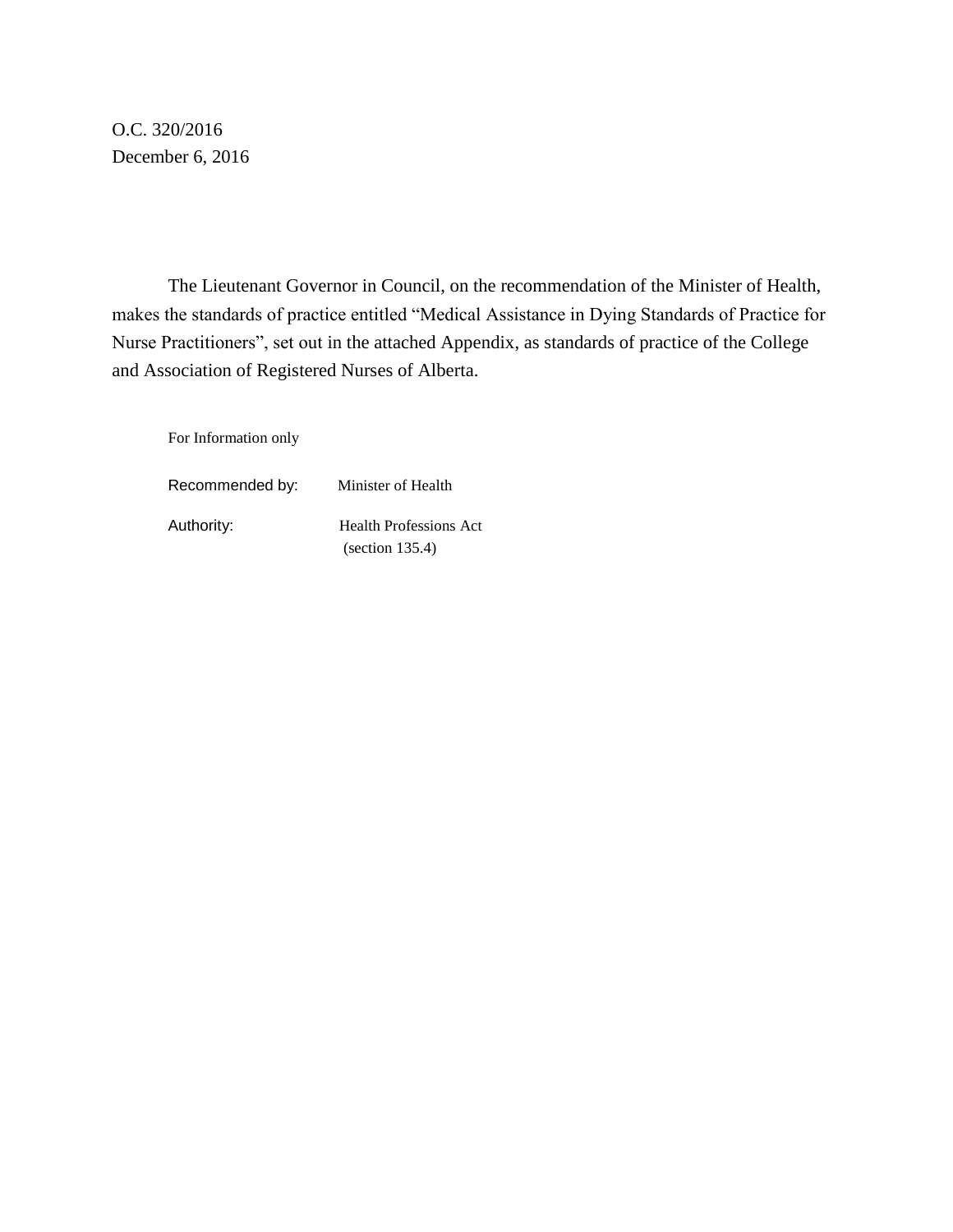O.C. 320/2016
December 6, 2016

The Lieutenant Governor in Council, on the recommendation of the Minister of Health, makes the standards of practice entitled "Medical Assistance in Dying Standards of Practice for Nurse Practitioners", set out in the attached Appendix, as standards of practice of the College and Association of Registered Nurses of Alberta.

For Information only

Recommended by: Minister of Health

Authority: Health Professions Act (section 135.4)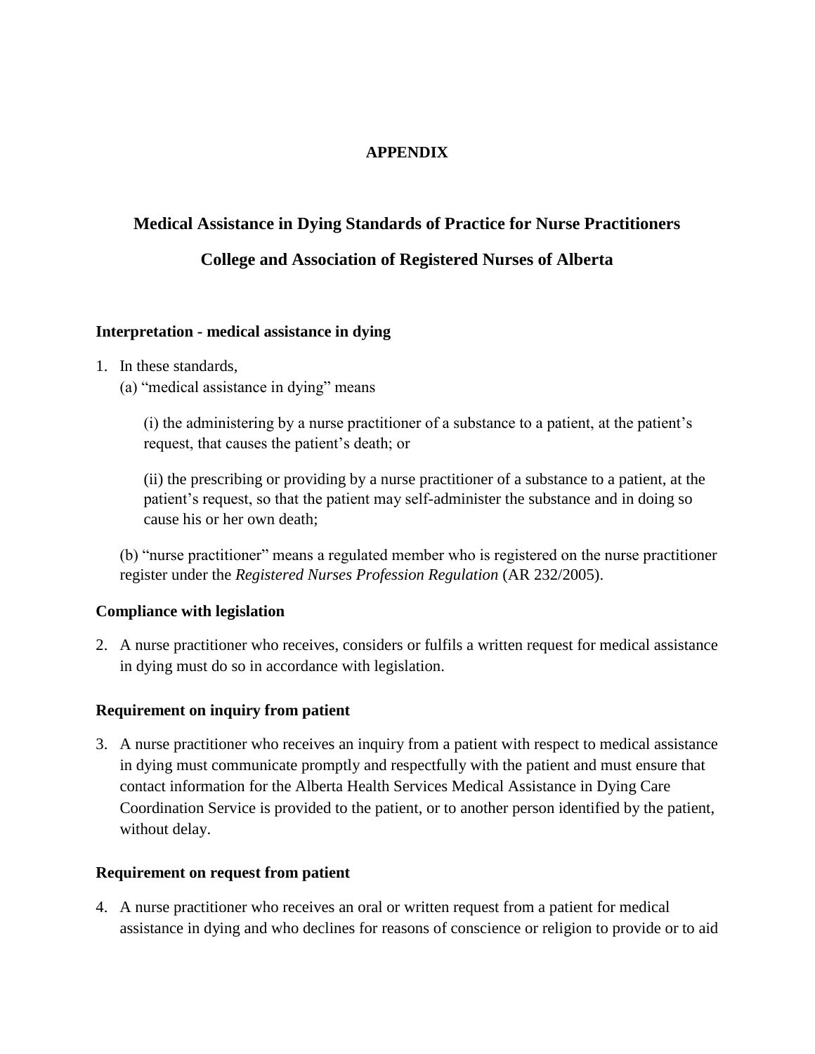**APPENDIX**

## Medical Assistance in Dying Standards of Practice for Nurse Practitioners

## College and Association of Registered Nurses of Alberta

### Interpretation - medical assistance in dying

1. In these standards,

   (a) "medical assistance in dying" means

   (i) the administering by a nurse practitioner of a substance to a patient, at the patient's request, that causes the patient's death; or

   (ii) the prescribing or providing by a nurse practitioner of a substance to a patient, at the patient's request, so that the patient may self-administer the substance and in doing so cause his or her own death;

   (b) "nurse practitioner" means a regulated member who is registered on the nurse practitioner register under the *Registered Nurses Profession Regulation* (AR 232/2005).

### Compliance with legislation

2. A nurse practitioner who receives, considers or fulfils a written request for medical assistance in dying must do so in accordance with legislation.

### Requirement on inquiry from patient

3. A nurse practitioner who receives an inquiry from a patient with respect to medical assistance in dying must communicate promptly and respectfully with the patient and must ensure that contact information for the Alberta Health Services Medical Assistance in Dying Care Coordination Service is provided to the patient, or to another person identified by the patient, without delay.

### Requirement on request from patient

4. A nurse practitioner who receives an oral or written request from a patient for medical assistance in dying and who declines for reasons of conscience or religion to provide or to aid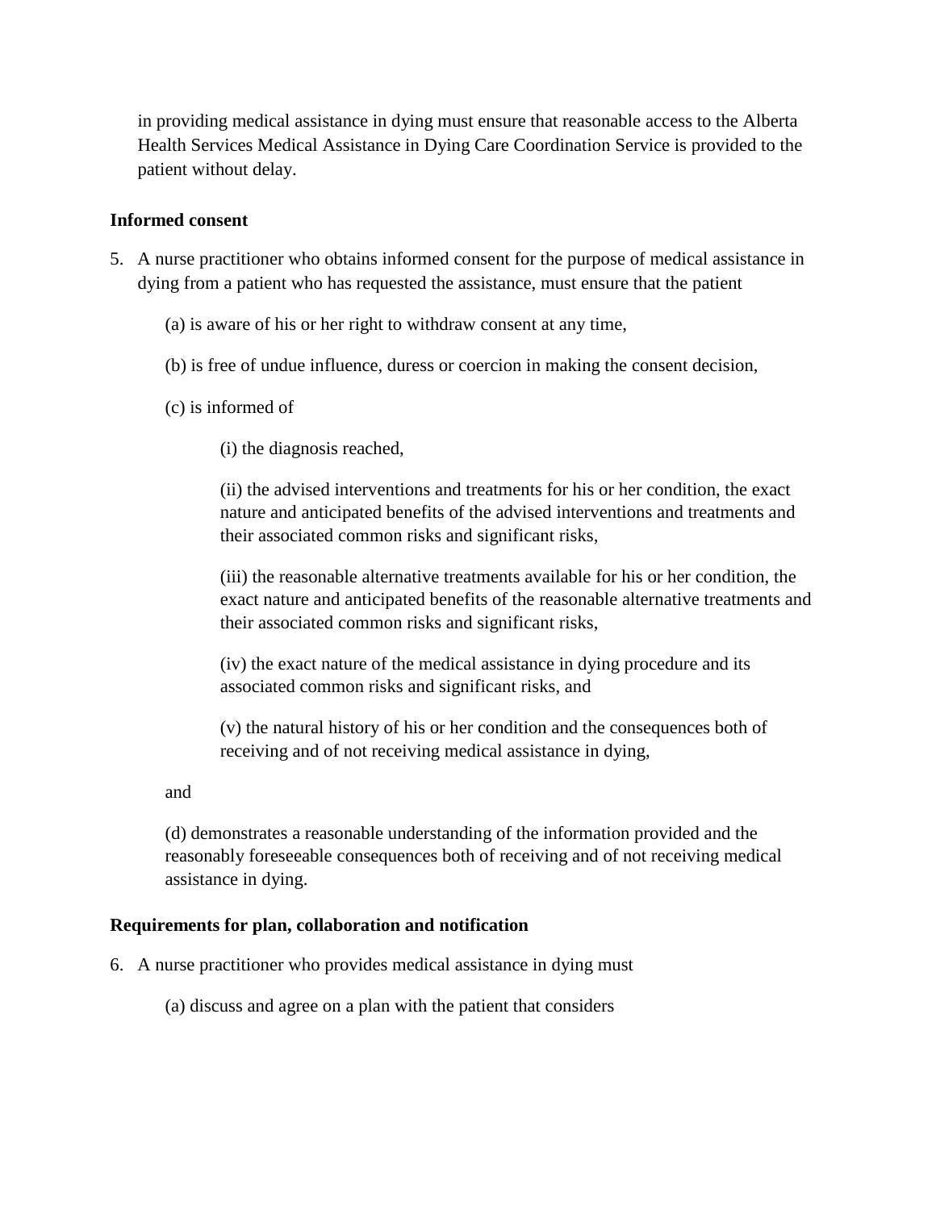in providing medical assistance in dying must ensure that reasonable access to the Alberta Health Services Medical Assistance in Dying Care Coordination Service is provided to the patient without delay.

**Informed consent**

5. A nurse practitioner who obtains informed consent for the purpose of medical assistance in dying from a patient who has requested the assistance, must ensure that the patient

   (a) is aware of his or her right to withdraw consent at any time,

   (b) is free of undue influence, duress or coercion in making the consent decision,

   (c) is informed of

      (i) the diagnosis reached,

      (ii) the advised interventions and treatments for his or her condition, the exact nature and anticipated benefits of the advised interventions and treatments and their associated common risks and significant risks,

      (iii) the reasonable alternative treatments available for his or her condition, the exact nature and anticipated benefits of the reasonable alternative treatments and their associated common risks and significant risks,

      (iv) the exact nature of the medical assistance in dying procedure and its associated common risks and significant risks, and

      (v) the natural history of his or her condition and the consequences both of receiving and of not receiving medical assistance in dying,

   and

   (d) demonstrates a reasonable understanding of the information provided and the reasonably foreseeable consequences both of receiving and of not receiving medical assistance in dying.

**Requirements for plan, collaboration and notification**

6. A nurse practitioner who provides medical assistance in dying must

   (a) discuss and agree on a plan with the patient that considers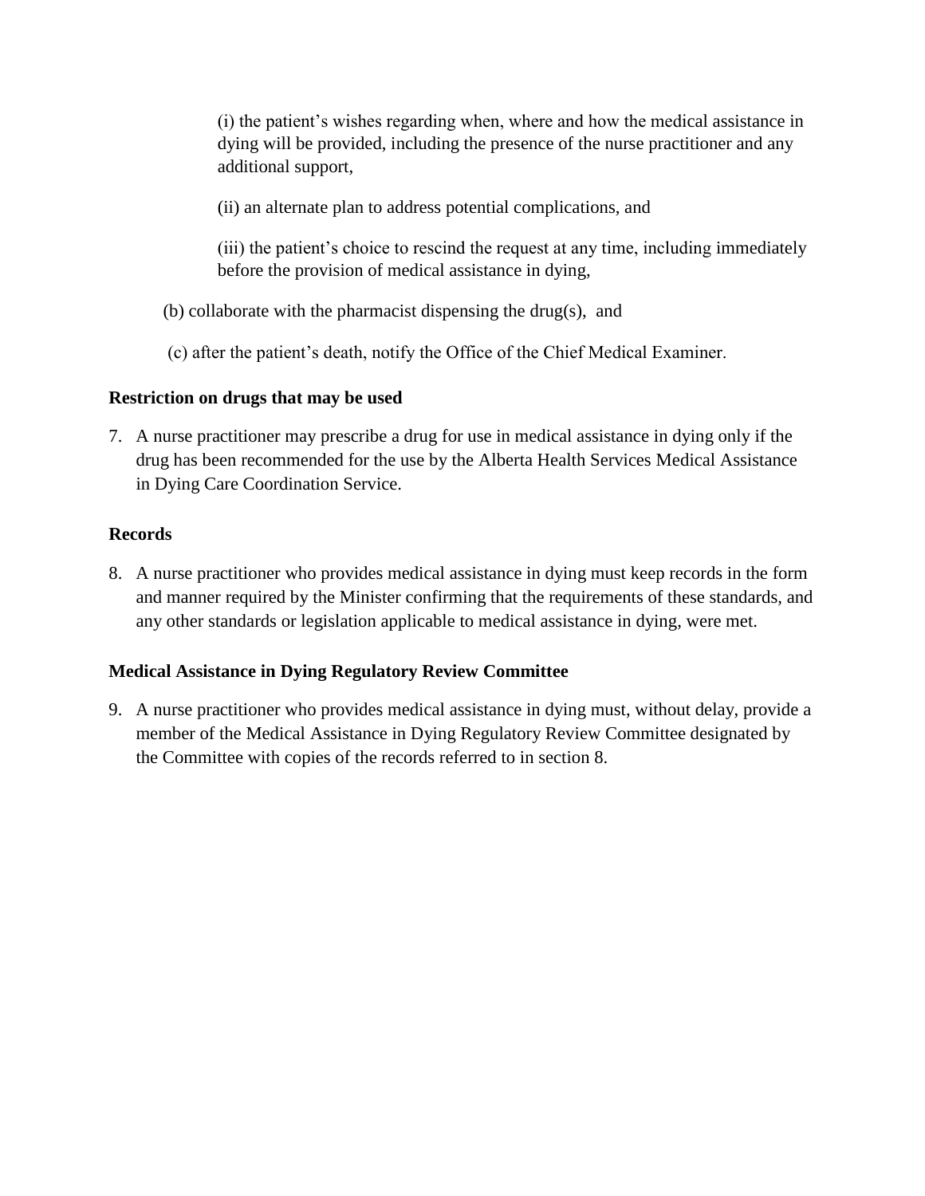(i) the patient's wishes regarding when, where and how the medical assistance in dying will be provided, including the presence of the nurse practitioner and any additional support,

(ii) an alternate plan to address potential complications, and

(iii) the patient's choice to rescind the request at any time, including immediately before the provision of medical assistance in dying,

(b) collaborate with the pharmacist dispensing the drug(s), and

(c) after the patient's death, notify the Office of the Chief Medical Examiner.

**Restriction on drugs that may be used**

7. A nurse practitioner may prescribe a drug for use in medical assistance in dying only if the drug has been recommended for the use by the Alberta Health Services Medical Assistance in Dying Care Coordination Service.

**Records**

8. A nurse practitioner who provides medical assistance in dying must keep records in the form and manner required by the Minister confirming that the requirements of these standards, and any other standards or legislation applicable to medical assistance in dying, were met.

**Medical Assistance in Dying Regulatory Review Committee**

9. A nurse practitioner who provides medical assistance in dying must, without delay, provide a member of the Medical Assistance in Dying Regulatory Review Committee designated by the Committee with copies of the records referred to in section 8.